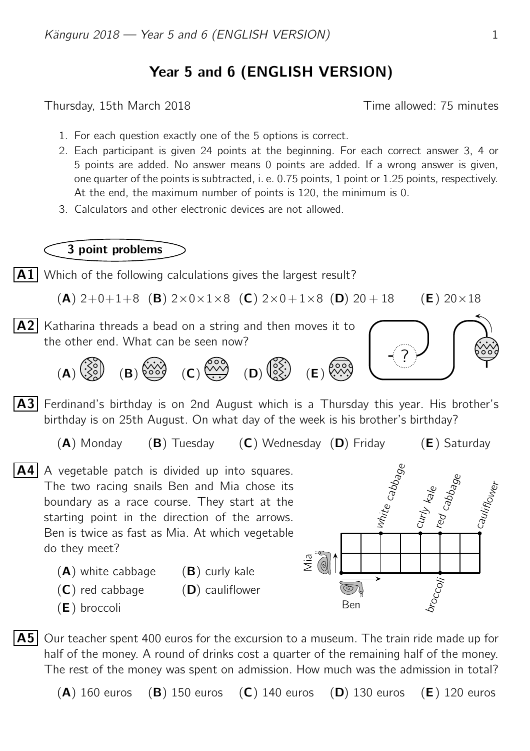# Year 5 and 6 (ENGLISH VERSION)

Thursday, 15th March 2018 — Time allowed: 75 minutes

1. For each question exactly one of the 5 options is correct.
2. Each participant is given 24 points at the beginning. For each correct answer 3, 4 or 5 points are added. No answer means 0 points are added. If a wrong answer is given, one quarter of the points is subtracted, i. e. 0.75 points, 1 point or 1.25 points, respectively. At the end, the maximum number of points is 120, the minimum is 0.
3. Calculators and other electronic devices are not allowed.

## 3 point problems

**A1** Which of the following calculations gives the largest result?

(**A**) $2+0+1+8$ (**B**) $2\times0\times1\times8$ (**C**) $2\times0+1\times8$ (**D**) $20+18$ (**E**) $20\times18$

**A2** Katharina threads a bead on a string and then moves it to the other end. What can be seen now?

(**A**) (**B**) (**C**) (**D**) (**E**)

**A3** Ferdinand's birthday is on 2nd August which is a Thursday this year. His brother's birthday is on 25th August. On what day of the week is his brother's birthday?

(**A**) Monday (**B**) Tuesday (**C**) Wednesday (**D**) Friday (**E**) Saturday

**A4** A vegetable patch is divided up into squares. The two racing snails Ben and Mia chose its boundary as a race course. They start at the starting point in the direction of the arrows. Ben is twice as fast as Mia. At which vegetable do they meet?

(**A**) white cabbage (**B**) curly kale
(**C**) red cabbage (**D**) cauliflower
(**E**) broccoli

**A5** Our teacher spent 400 euros for the excursion to a museum. The train ride made up for half of the money. A round of drinks cost a quarter of the remaining half of the money. The rest of the money was spent on admission. How much was the admission in total?

(**A**) 160 euros (**B**) 150 euros (**C**) 140 euros (**D**) 130 euros (**E**) 120 euros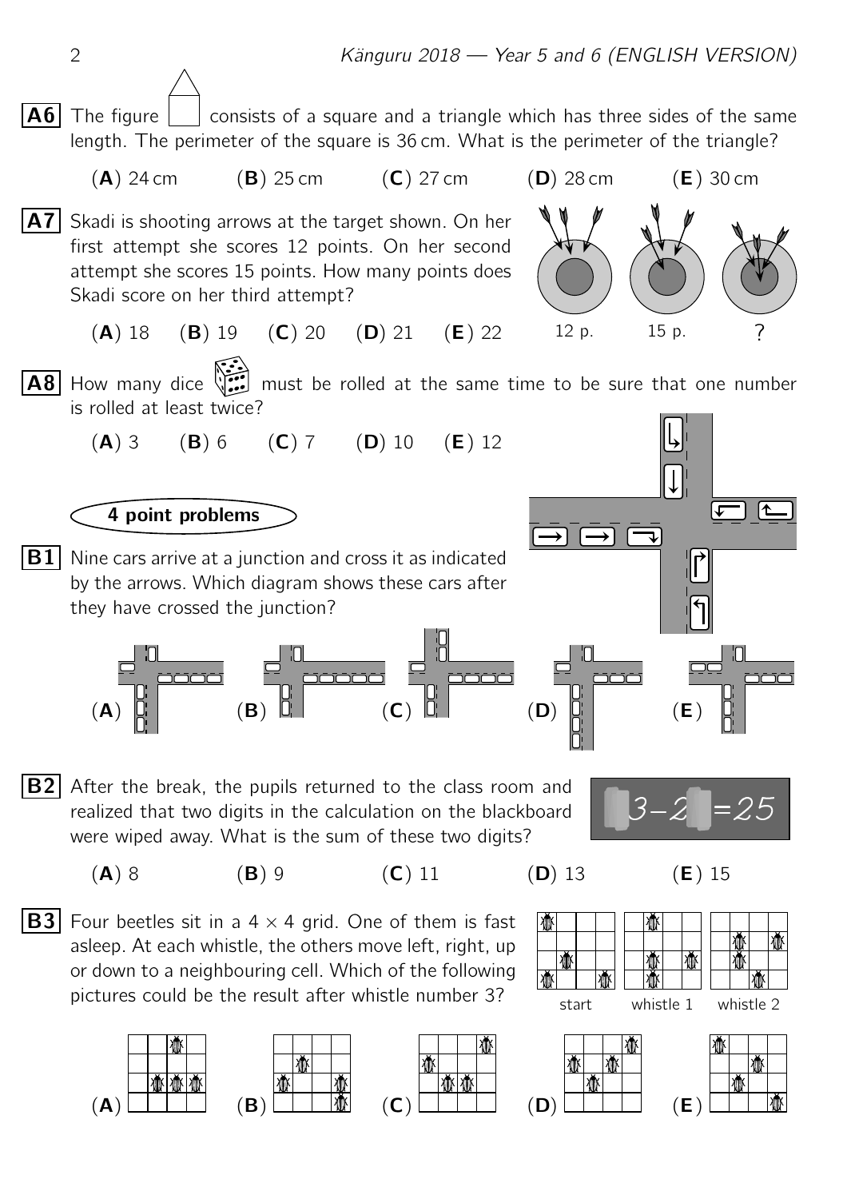**A6** The figure consists of a square and a triangle which has three sides of the same length. The perimeter of the square is 36 cm. What is the perimeter of the triangle?

(**A**) 24 cm (**B**) 25 cm (**C**) 27 cm (**D**) 28 cm (**E**) 30 cm

**A7** Skadi is shooting arrows at the target shown. On her first attempt she scores 12 points. On her second attempt she scores 15 points. How many points does Skadi score on her third attempt?

12 p. 15 p. ?

(**A**) 18 (**B**) 19 (**C**) 20 (**D**) 21 (**E**) 22

**A8** How many dice must be rolled at the same time to be sure that one number is rolled at least twice?

(**A**) 3 (**B**) 6 (**C**) 7 (**D**) 10 (**E**) 12

## 4 point problems

**B1** Nine cars arrive at a junction and cross it as indicated by the arrows. Which diagram shows these cars after they have crossed the junction?

(**A**) (**B**) (**C**) (**D**) (**E**)

**B2** After the break, the pupils returned to the class room and realized that two digits in the calculation on the blackboard were wiped away. What is the sum of these two digits?

3−2 =25

(**A**) 8 (**B**) 9 (**C**) 11 (**D**) 13 (**E**) 15

**B3** Four beetles sit in a $4 \times 4$ grid. One of them is fast asleep. At each whistle, the others move left, right, up or down to a neighbouring cell. Which of the following pictures could be the result after whistle number 3?

start whistle 1 whistle 2

(**A**) (**B**) (**C**) (**D**) (**E**)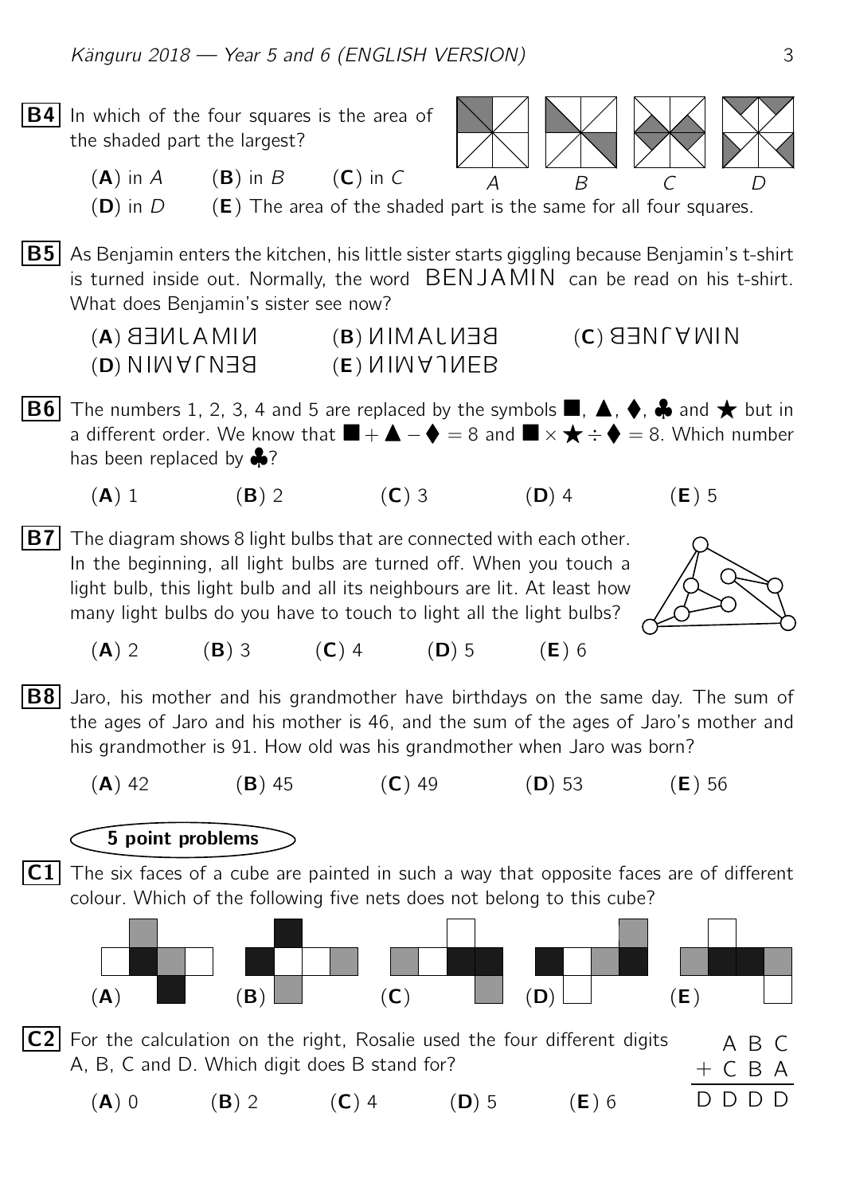**B4** In which of the four squares is the area of the shaded part the largest?

(**A**) in *A* (**B**) in *B* (**C**) in *C* (**D**) in *D* (**E**) The area of the shaded part is the same for all four squares.

**B5** As Benjamin enters the kitchen, his little sister starts giggling because Benjamin's t-shirt is turned inside out. Normally, the word BENJAMIN can be read on his t-shirt. What does Benjamin's sister see now?

(**A**) ᗺƎИႱAMIИ (**B**) ИIMAႱИƎᗺ (**C**) ᗺƎИႱ∀MIN (**D**) NIW∀ႱNƎᗺ (**E**) ИIM∀ႱИEB

**B6** The numbers 1, 2, 3, 4 and 5 are replaced by the symbols ■, ▲, ♦, ♣ and ★ but in a different order. We know that ■ + ▲ − ♦ = 8 and ■ × ★ ÷ ♦ = 8. Which number has been replaced by ♣?

(**A**) 1 (**B**) 2 (**C**) 3 (**D**) 4 (**E**) 5

**B7** The diagram shows 8 light bulbs that are connected with each other. In the beginning, all light bulbs are turned off. When you touch a light bulb, this light bulb and all its neighbours are lit. At least how many light bulbs do you have to touch to light all the light bulbs?

(**A**) 2 (**B**) 3 (**C**) 4 (**D**) 5 (**E**) 6

**B8** Jaro, his mother and his grandmother have birthdays on the same day. The sum of the ages of Jaro and his mother is 46, and the sum of the ages of Jaro's mother and his grandmother is 91. How old was his grandmother when Jaro was born?

(**A**) 42 (**B**) 45 (**C**) 49 (**D**) 53 (**E**) 56

## 5 point problems

**C1** The six faces of a cube are painted in such a way that opposite faces are of different colour. Which of the following five nets does not belong to this cube?

(**A**) (**B**) (**C**) (**D**) (**E**)

**C2** For the calculation on the right, Rosalie used the four different digits A, B, C and D. Which digit does B stand for?

$$\begin{array}{r} A\ B\ C \\ +\ C\ B\ A \\ \hline D\ D\ D\ D \end{array}$$

(**A**) 0 (**B**) 2 (**C**) 4 (**D**) 5 (**E**) 6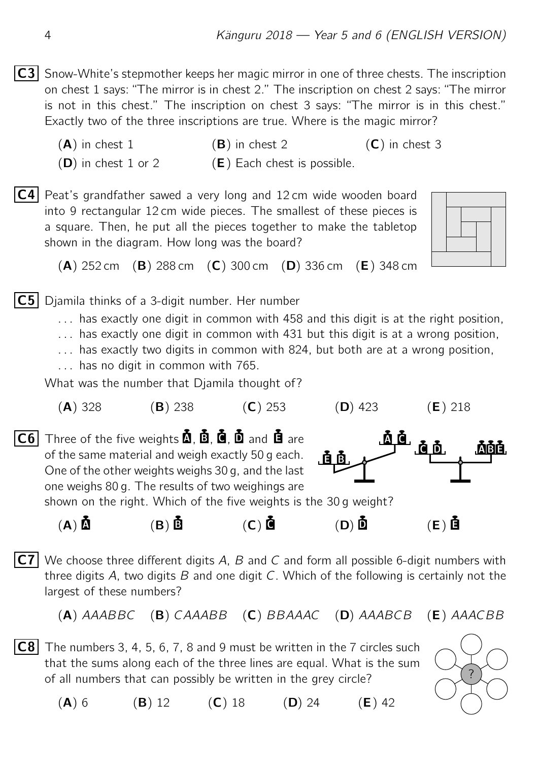**C3** Snow-White's stepmother keeps her magic mirror in one of three chests. The inscription on chest 1 says: "The mirror is in chest 2." The inscription on chest 2 says: "The mirror is not in this chest." The inscription on chest 3 says: "The mirror is in this chest." Exactly two of the three inscriptions are true. Where is the magic mirror?

(**A**) in chest 1 (**B**) in chest 2 (**C**) in chest 3
(**D**) in chest 1 or 2 (**E**) Each chest is possible.

**C4** Peat's grandfather sawed a very long and 12 cm wide wooden board into 9 rectangular 12 cm wide pieces. The smallest of these pieces is a square. Then, he put all the pieces together to make the tabletop shown in the diagram. How long was the board?

(**A**) 252 cm (**B**) 288 cm (**C**) 300 cm (**D**) 336 cm (**E**) 348 cm

**C5** Djamila thinks of a 3-digit number. Her number

... has exactly one digit in common with 458 and this digit is at the right position,
... has exactly one digit in common with 431 but this digit is at a wrong position,
... has exactly two digits in common with 824, but both are at a wrong position,
... has no digit in common with 765.

What was the number that Djamila thought of?

(**A**) 328 (**B**) 238 (**C**) 253 (**D**) 423 (**E**) 218

**C6** Three of the five weights A, B, C, D and E are of the same material and weigh exactly 50 g each. One of the other weights weighs 30 g, and the last one weighs 80 g. The results of two weighings are shown on the right. Which of the five weights is the 30 g weight?

E B | A C

C D | A B E

(**A**) A (**B**) B (**C**) C (**D**) D (**E**) E

**C7** We choose three different digits $A$, $B$ and $C$ and form all possible 6-digit numbers with three digits $A$, two digits $B$ and one digit $C$. Which of the following is certainly not the largest of these numbers?

(**A**) $AAABBC$ (**B**) $CAAABB$ (**C**) $BBAAAC$ (**D**) $AAABCB$ (**E**) $AAACBB$

**C8** The numbers 3, 4, 5, 6, 7, 8 and 9 must be written in the 7 circles such that the sums along each of the three lines are equal. What is the sum of all numbers that can possibly be written in the grey circle?

?

(**A**) 6 (**B**) 12 (**C**) 18 (**D**) 24 (**E**) 42